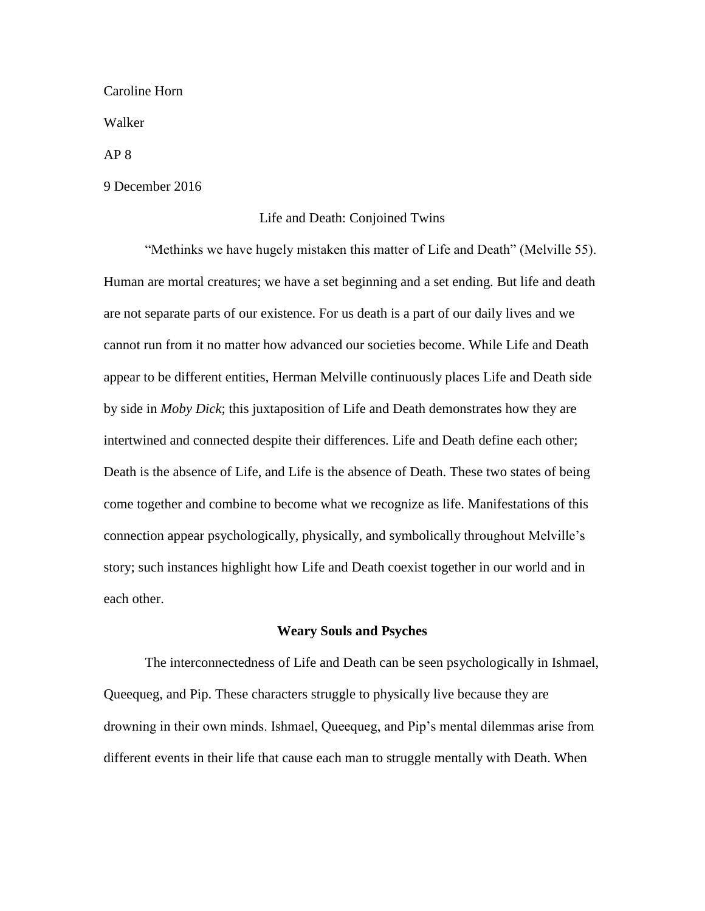Caroline Horn

Walker

AP 8

9 December 2016

# Life and Death: Conjoined Twins

"Methinks we have hugely mistaken this matter of Life and Death" (Melville 55). Human are mortal creatures; we have a set beginning and a set ending. But life and death are not separate parts of our existence. For us death is a part of our daily lives and we cannot run from it no matter how advanced our societies become. While Life and Death appear to be different entities, Herman Melville continuously places Life and Death side by side in *Moby Dick*; this juxtaposition of Life and Death demonstrates how they are intertwined and connected despite their differences. Life and Death define each other; Death is the absence of Life, and Life is the absence of Death. These two states of being come together and combine to become what we recognize as life. Manifestations of this connection appear psychologically, physically, and symbolically throughout Melville's story; such instances highlight how Life and Death coexist together in our world and in each other.

## Weary Souls and Psyches

The interconnectedness of Life and Death can be seen psychologically in Ishmael, Queequeg, and Pip. These characters struggle to physically live because they are drowning in their own minds. Ishmael, Queequeg, and Pip's mental dilemmas arise from different events in their life that cause each man to struggle mentally with Death. When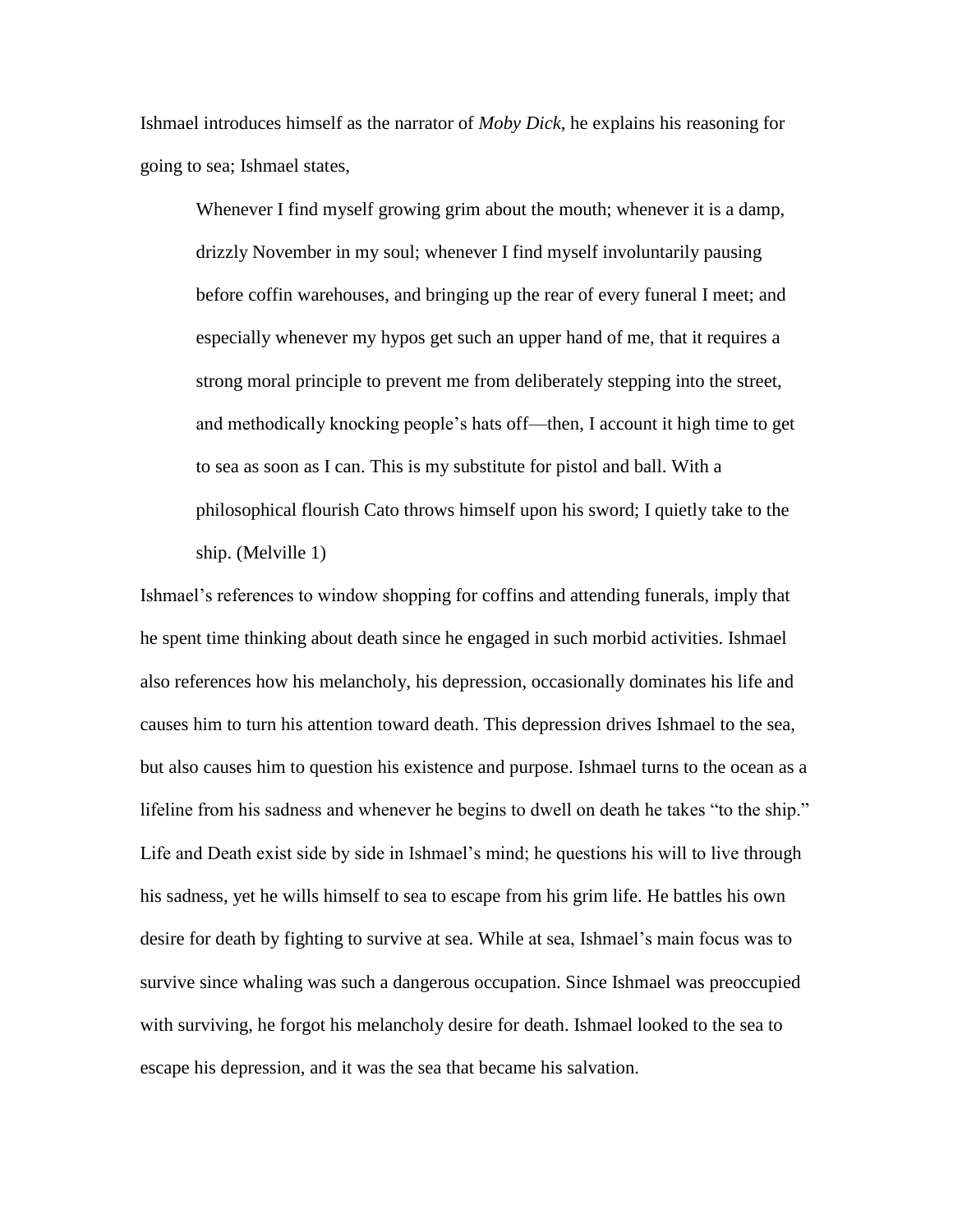Ishmael introduces himself as the narrator of *Moby Dick*, he explains his reasoning for going to sea; Ishmael states,

> Whenever I find myself growing grim about the mouth; whenever it is a damp, drizzly November in my soul; whenever I find myself involuntarily pausing before coffin warehouses, and bringing up the rear of every funeral I meet; and especially whenever my hypos get such an upper hand of me, that it requires a strong moral principle to prevent me from deliberately stepping into the street, and methodically knocking people's hats off—then, I account it high time to get to sea as soon as I can. This is my substitute for pistol and ball. With a philosophical flourish Cato throws himself upon his sword; I quietly take to the ship. (Melville 1)

Ishmael's references to window shopping for coffins and attending funerals, imply that he spent time thinking about death since he engaged in such morbid activities. Ishmael also references how his melancholy, his depression, occasionally dominates his life and causes him to turn his attention toward death. This depression drives Ishmael to the sea, but also causes him to question his existence and purpose. Ishmael turns to the ocean as a lifeline from his sadness and whenever he begins to dwell on death he takes "to the ship." Life and Death exist side by side in Ishmael's mind; he questions his will to live through his sadness, yet he wills himself to sea to escape from his grim life. He battles his own desire for death by fighting to survive at sea. While at sea, Ishmael's main focus was to survive since whaling was such a dangerous occupation. Since Ishmael was preoccupied with surviving, he forgot his melancholy desire for death. Ishmael looked to the sea to escape his depression, and it was the sea that became his salvation.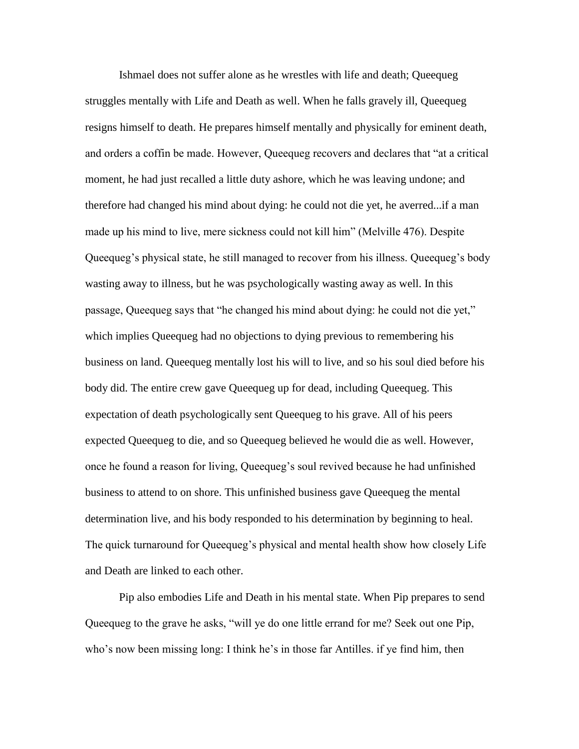Ishmael does not suffer alone as he wrestles with life and death; Queequeg struggles mentally with Life and Death as well. When he falls gravely ill, Queequeg resigns himself to death. He prepares himself mentally and physically for eminent death, and orders a coffin be made. However, Queequeg recovers and declares that "at a critical moment, he had just recalled a little duty ashore, which he was leaving undone; and therefore had changed his mind about dying: he could not die yet, he averred...if a man made up his mind to live, mere sickness could not kill him" (Melville 476). Despite Queequeg's physical state, he still managed to recover from his illness. Queequeg's body wasting away to illness, but he was psychologically wasting away as well. In this passage, Queequeg says that "he changed his mind about dying: he could not die yet," which implies Queequeg had no objections to dying previous to remembering his business on land. Queequeg mentally lost his will to live, and so his soul died before his body did. The entire crew gave Queequeg up for dead, including Queequeg. This expectation of death psychologically sent Queequeg to his grave. All of his peers expected Queequeg to die, and so Queequeg believed he would die as well. However, once he found a reason for living, Queequeg's soul revived because he had unfinished business to attend to on shore. This unfinished business gave Queequeg the mental determination live, and his body responded to his determination by beginning to heal. The quick turnaround for Queequeg's physical and mental health show how closely Life and Death are linked to each other.

Pip also embodies Life and Death in his mental state. When Pip prepares to send Queequeg to the grave he asks, "will ye do one little errand for me? Seek out one Pip, who's now been missing long: I think he's in those far Antilles. if ye find him, then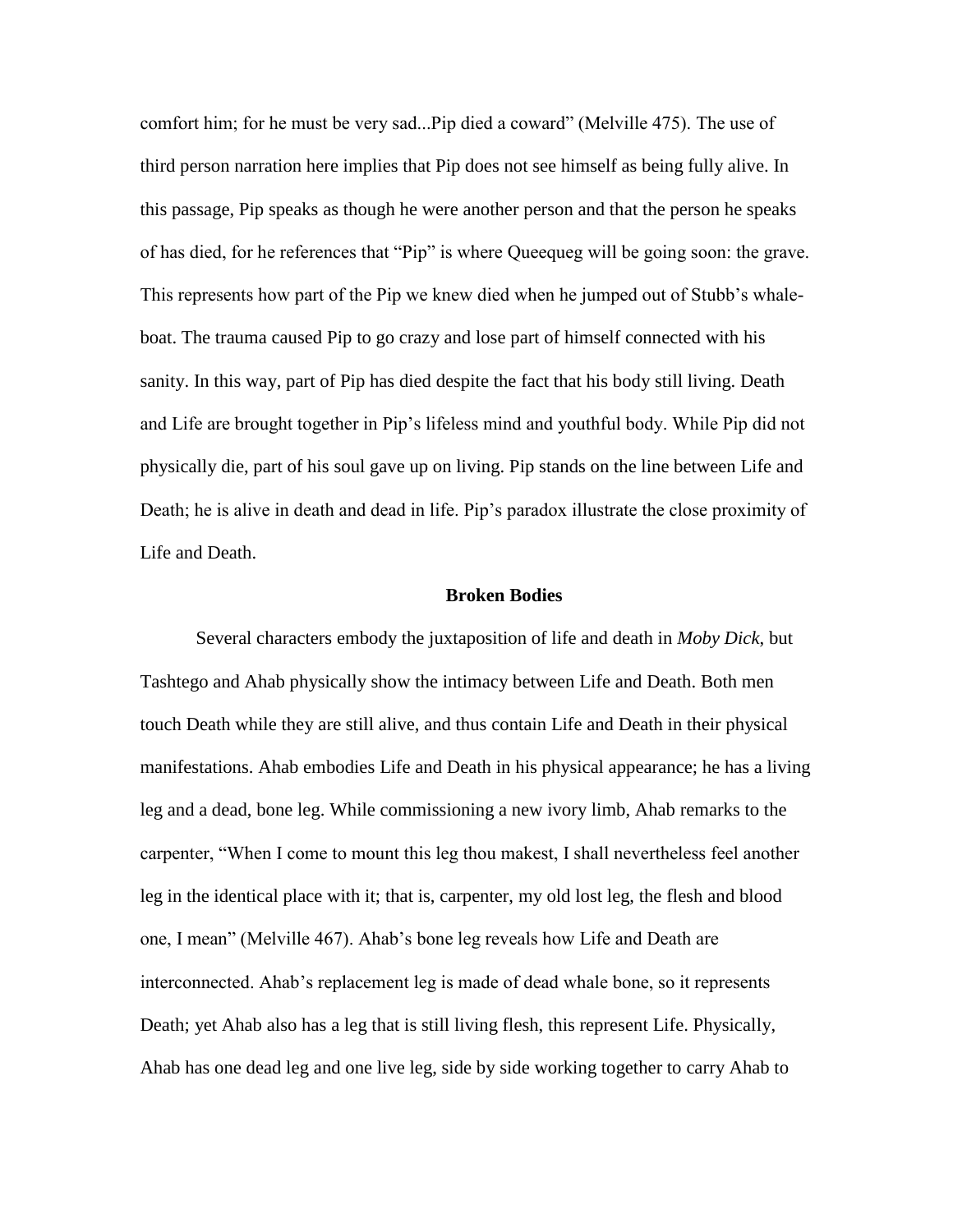comfort him; for he must be very sad...Pip died a coward" (Melville 475). The use of third person narration here implies that Pip does not see himself as being fully alive. In this passage, Pip speaks as though he were another person and that the person he speaks of has died, for he references that "Pip" is where Queequeg will be going soon: the grave. This represents how part of the Pip we knew died when he jumped out of Stubb's whale-boat. The trauma caused Pip to go crazy and lose part of himself connected with his sanity. In this way, part of Pip has died despite the fact that his body still living. Death and Life are brought together in Pip's lifeless mind and youthful body. While Pip did not physically die, part of his soul gave up on living. Pip stands on the line between Life and Death; he is alive in death and dead in life. Pip's paradox illustrate the close proximity of Life and Death.

## Broken Bodies

Several characters embody the juxtaposition of life and death in *Moby Dick*, but Tashtego and Ahab physically show the intimacy between Life and Death. Both men touch Death while they are still alive, and thus contain Life and Death in their physical manifestations. Ahab embodies Life and Death in his physical appearance; he has a living leg and a dead, bone leg. While commissioning a new ivory limb, Ahab remarks to the carpenter, "When I come to mount this leg thou makest, I shall nevertheless feel another leg in the identical place with it; that is, carpenter, my old lost leg, the flesh and blood one, I mean" (Melville 467). Ahab's bone leg reveals how Life and Death are interconnected. Ahab's replacement leg is made of dead whale bone, so it represents Death; yet Ahab also has a leg that is still living flesh, this represent Life. Physically, Ahab has one dead leg and one live leg, side by side working together to carry Ahab to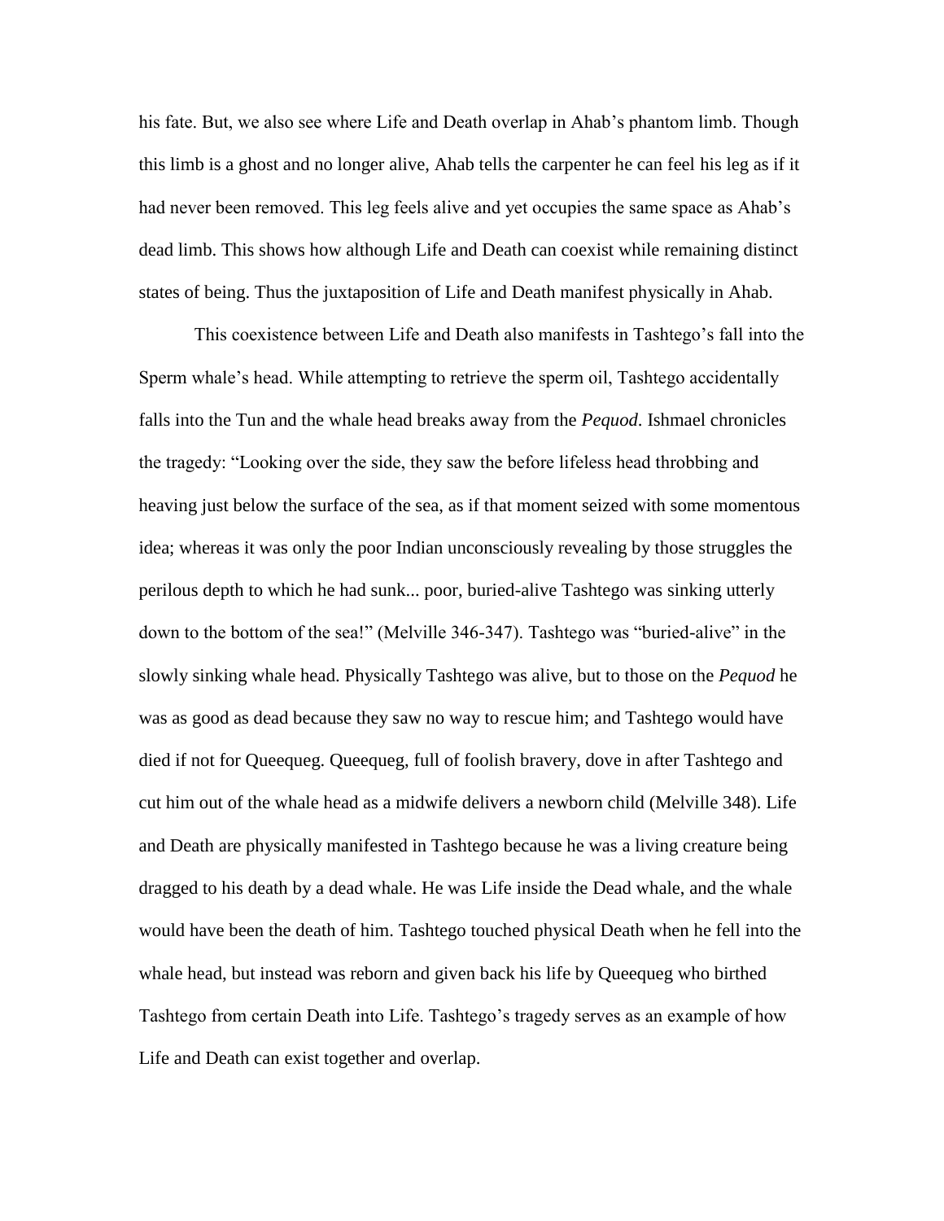his fate. But, we also see where Life and Death overlap in Ahab's phantom limb. Though this limb is a ghost and no longer alive, Ahab tells the carpenter he can feel his leg as if it had never been removed. This leg feels alive and yet occupies the same space as Ahab's dead limb. This shows how although Life and Death can coexist while remaining distinct states of being. Thus the juxtaposition of Life and Death manifest physically in Ahab.

This coexistence between Life and Death also manifests in Tashtego's fall into the Sperm whale's head. While attempting to retrieve the sperm oil, Tashtego accidentally falls into the Tun and the whale head breaks away from the *Pequod*. Ishmael chronicles the tragedy: "Looking over the side, they saw the before lifeless head throbbing and heaving just below the surface of the sea, as if that moment seized with some momentous idea; whereas it was only the poor Indian unconsciously revealing by those struggles the perilous depth to which he had sunk... poor, buried-alive Tashtego was sinking utterly down to the bottom of the sea!" (Melville 346-347). Tashtego was "buried-alive" in the slowly sinking whale head. Physically Tashtego was alive, but to those on the *Pequod* he was as good as dead because they saw no way to rescue him; and Tashtego would have died if not for Queequeg. Queequeg, full of foolish bravery, dove in after Tashtego and cut him out of the whale head as a midwife delivers a newborn child (Melville 348). Life and Death are physically manifested in Tashtego because he was a living creature being dragged to his death by a dead whale. He was Life inside the Dead whale, and the whale would have been the death of him. Tashtego touched physical Death when he fell into the whale head, but instead was reborn and given back his life by Queequeg who birthed Tashtego from certain Death into Life. Tashtego's tragedy serves as an example of how Life and Death can exist together and overlap.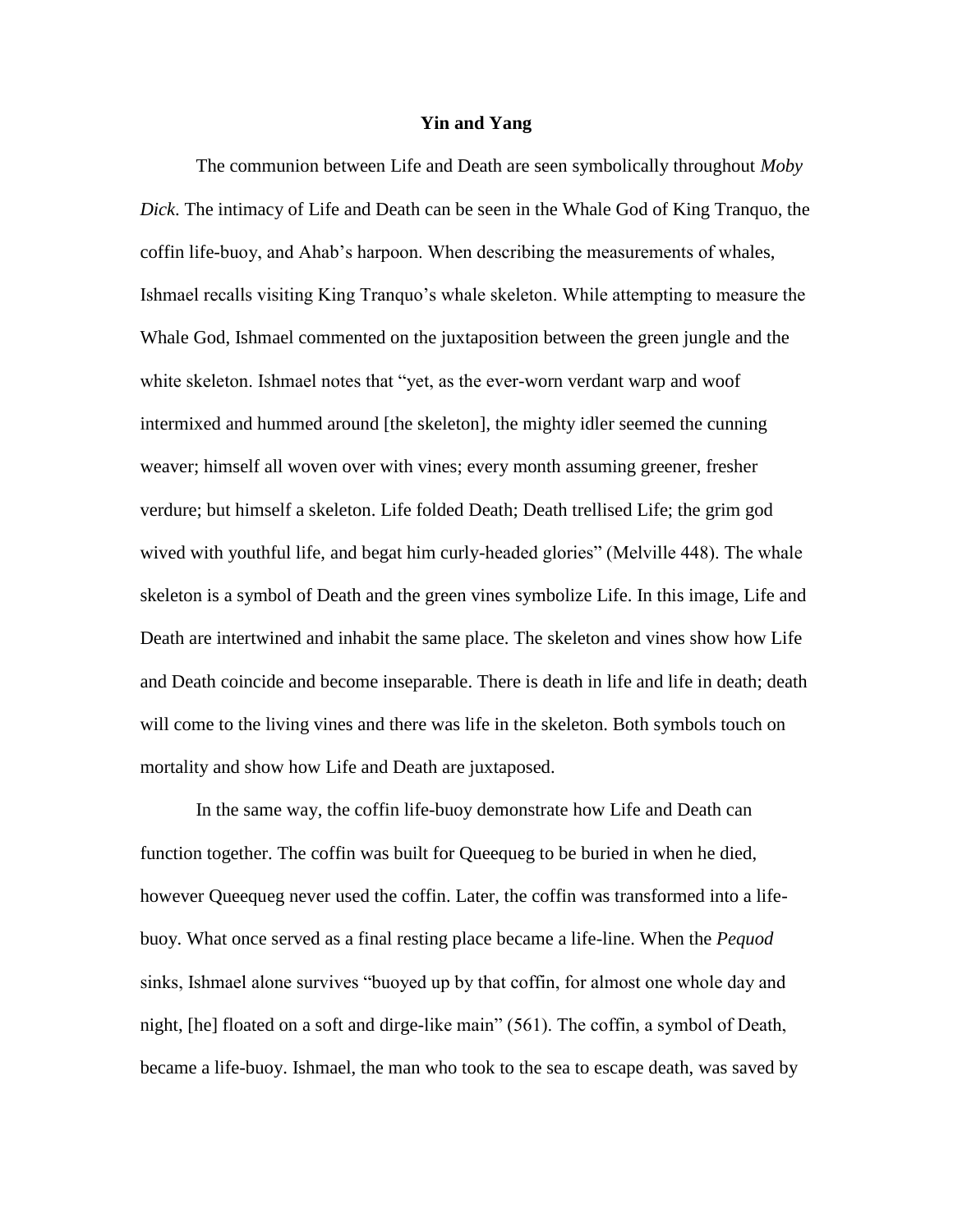# Yin and Yang

The communion between Life and Death are seen symbolically throughout *Moby Dick*. The intimacy of Life and Death can be seen in the Whale God of King Tranquo, the coffin life-buoy, and Ahab's harpoon. When describing the measurements of whales, Ishmael recalls visiting King Tranquo's whale skeleton. While attempting to measure the Whale God, Ishmael commented on the juxtaposition between the green jungle and the white skeleton. Ishmael notes that "yet, as the ever-worn verdant warp and woof intermixed and hummed around [the skeleton], the mighty idler seemed the cunning weaver; himself all woven over with vines; every month assuming greener, fresher verdure; but himself a skeleton. Life folded Death; Death trellised Life; the grim god wived with youthful life, and begat him curly-headed glories" (Melville 448). The whale skeleton is a symbol of Death and the green vines symbolize Life. In this image, Life and Death are intertwined and inhabit the same place. The skeleton and vines show how Life and Death coincide and become inseparable. There is death in life and life in death; death will come to the living vines and there was life in the skeleton. Both symbols touch on mortality and show how Life and Death are juxtaposed.

In the same way, the coffin life-buoy demonstrate how Life and Death can function together. The coffin was built for Queequeg to be buried in when he died, however Queequeg never used the coffin. Later, the coffin was transformed into a life-buoy. What once served as a final resting place became a life-line. When the *Pequod* sinks, Ishmael alone survives "buoyed up by that coffin, for almost one whole day and night, [he] floated on a soft and dirge-like main" (561). The coffin, a symbol of Death, became a life-buoy. Ishmael, the man who took to the sea to escape death, was saved by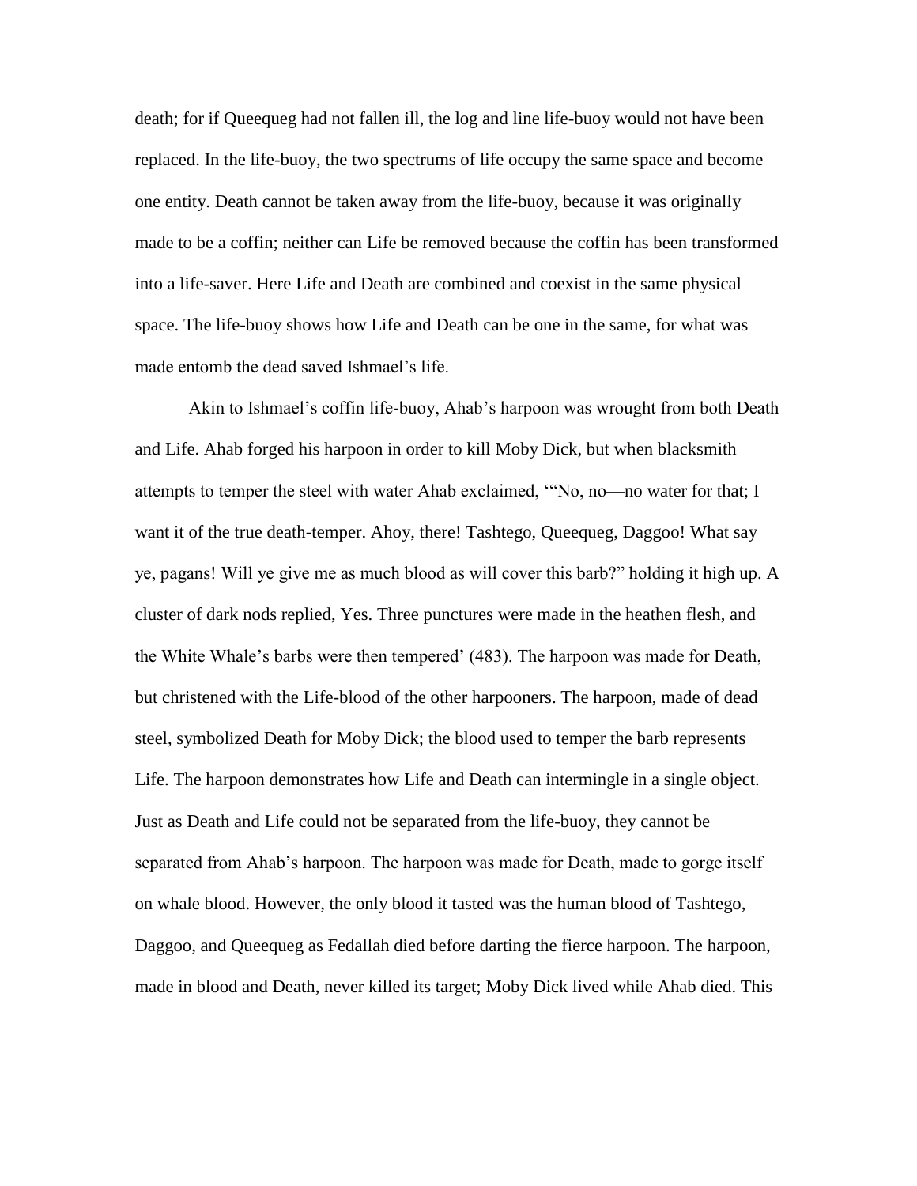death; for if Queequeg had not fallen ill, the log and line life-buoy would not have been replaced. In the life-buoy, the two spectrums of life occupy the same space and become one entity. Death cannot be taken away from the life-buoy, because it was originally made to be a coffin; neither can Life be removed because the coffin has been transformed into a life-saver. Here Life and Death are combined and coexist in the same physical space. The life-buoy shows how Life and Death can be one in the same, for what was made entomb the dead saved Ishmael's life.

Akin to Ishmael's coffin life-buoy, Ahab's harpoon was wrought from both Death and Life. Ahab forged his harpoon in order to kill Moby Dick, but when blacksmith attempts to temper the steel with water Ahab exclaimed, '"No, no—no water for that; I want it of the true death-temper. Ahoy, there! Tashtego, Queequeg, Daggoo! What say ye, pagans! Will ye give me as much blood as will cover this barb?" holding it high up. A cluster of dark nods replied, Yes. Three punctures were made in the heathen flesh, and the White Whale's barbs were then tempered' (483). The harpoon was made for Death, but christened with the Life-blood of the other harpooners. The harpoon, made of dead steel, symbolized Death for Moby Dick; the blood used to temper the barb represents Life. The harpoon demonstrates how Life and Death can intermingle in a single object. Just as Death and Life could not be separated from the life-buoy, they cannot be separated from Ahab's harpoon. The harpoon was made for Death, made to gorge itself on whale blood. However, the only blood it tasted was the human blood of Tashtego, Daggoo, and Queequeg as Fedallah died before darting the fierce harpoon. The harpoon, made in blood and Death, never killed its target; Moby Dick lived while Ahab died. This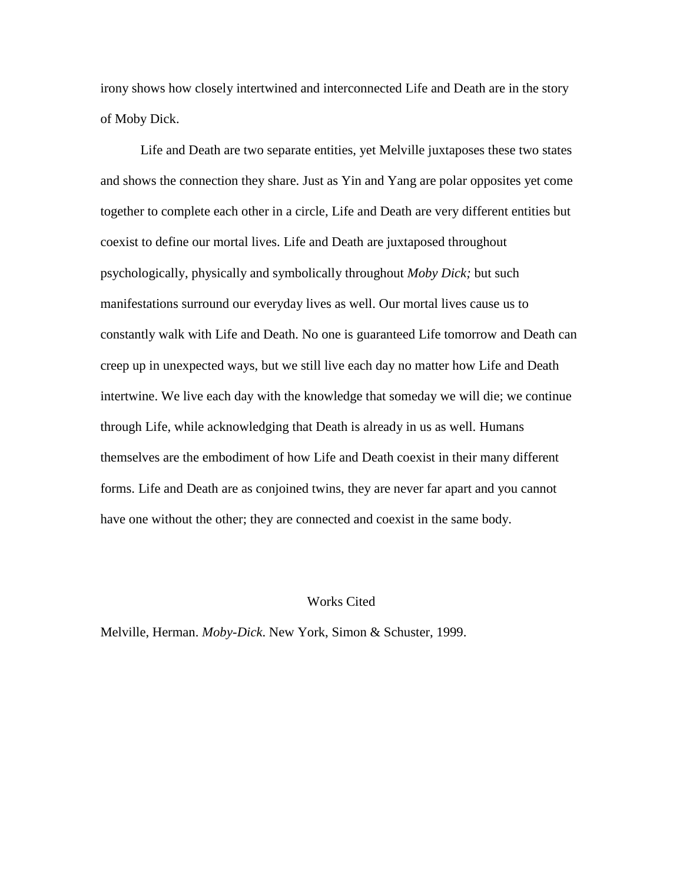irony shows how closely intertwined and interconnected Life and Death are in the story of Moby Dick.

Life and Death are two separate entities, yet Melville juxtaposes these two states and shows the connection they share. Just as Yin and Yang are polar opposites yet come together to complete each other in a circle, Life and Death are very different entities but coexist to define our mortal lives. Life and Death are juxtaposed throughout psychologically, physically and symbolically throughout *Moby Dick;* but such manifestations surround our everyday lives as well. Our mortal lives cause us to constantly walk with Life and Death. No one is guaranteed Life tomorrow and Death can creep up in unexpected ways, but we still live each day no matter how Life and Death intertwine. We live each day with the knowledge that someday we will die; we continue through Life, while acknowledging that Death is already in us as well. Humans themselves are the embodiment of how Life and Death coexist in their many different forms. Life and Death are as conjoined twins, they are never far apart and you cannot have one without the other; they are connected and coexist in the same body.

## Works Cited

Melville, Herman. *Moby-Dick*. New York, Simon & Schuster, 1999.